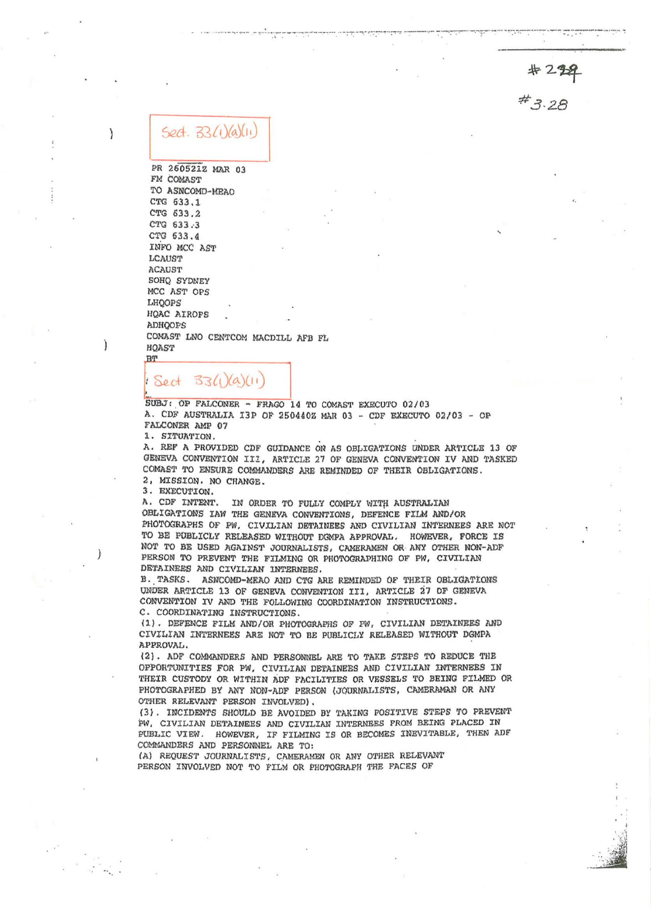#229

#3.28

Sect. 33(1)(a)(ii)

PR 260521Z MAR 03
FM COMAST
TO ASNCOMD-MEAO
CTG 633.1
CTG 633.2
CTG 633.3
CTG 633.4
INFO MCC AST
LCAUST
ACAUST
SOHQ SYDNEY
MCC AST OPS
LHQOPS
HQAC AIROPS
ADHQOPS
COMAST LNO CENTCOM MACDILL AFB FL
HQAST
BT

Sect 33(1)(a)(ii)

SUBJ: OP FALCONER - FRAGO 14 TO COMAST EXECUTO 02/03
A. CDF AUSTRALIA I3P OF 250440Z MAR 03 - CDF EXECUTO 02/03 - OP FALCONER AMP 07

1. SITUATION.
A. REF A PROVIDED CDF GUIDANCE ON AS OBLIGATIONS UNDER ARTICLE 13 OF GENEVA CONVENTION III, ARTICLE 27 OF GENEVA CONVENTION IV AND TASKED COMAST TO ENSURE COMMANDERS ARE REMINDED OF THEIR OBLIGATIONS.
2. MISSION. NO CHANGE.
3. EXECUTION.
A. CDF INTENT. IN ORDER TO FULLY COMPLY WITH AUSTRALIAN OBLIGATIONS IAW THE GENEVA CONVENTIONS, DEFENCE FILM AND/OR PHOTOGRAPHS OF PW, CIVILIAN DETAINEES AND CIVILIAN INTERNEES ARE NOT TO BE PUBLICLY RELEASED WITHOUT DGMPA APPROVAL. HOWEVER, FORCE IS NOT TO BE USED AGAINST JOURNALISTS, CAMERAMEN OR ANY OTHER NON-ADF PERSON TO PREVENT THE FILMING OR PHOTOGRAPHING OF PW, CIVILIAN DETAINEES AND CIVILIAN INTERNEES.
B. TASKS. ASNCOMD-MEAO AND CTG ARE REMINDED OF THEIR OBLIGATIONS UNDER ARTICLE 13 OF GENEVA CONVENTION III, ARTICLE 27 OF GENEVA CONVENTION IV AND THE FOLLOWING COORDINATION INSTRUCTIONS.
C. COORDINATING INSTRUCTIONS.
(1). DEFENCE FILM AND/OR PHOTOGRAPHS OF PW, CIVILIAN DETAINEES AND CIVILIAN INTERNEES ARE NOT TO BE PUBLICLY RELEASED WITHOUT DGMPA APPROVAL.
(2). ADF COMMANDERS AND PERSONNEL ARE TO TAKE STEPS TO REDUCE THE OPPORTUNITIES FOR PW, CIVILIAN DETAINEES AND CIVILIAN INTERNEES IN THEIR CUSTODY OR WITHIN ADF FACILITIES OR VESSELS TO BEING FILMED OR PHOTOGRAPHED BY ANY NON-ADF PERSON (JOURNALISTS, CAMERAMAN OR ANY OTHER RELEVANT PERSON INVOLVED).
(3). INCIDENTS SHOULD BE AVOIDED BY TAKING POSITIVE STEPS TO PREVENT PW, CIVILIAN DETAINEES AND CIVILIAN INTERNEES FROM BEING PLACED IN PUBLIC VIEW. HOWEVER, IF FILMING IS OR BECOMES INEVITABLE, THEN ADF COMMANDERS AND PERSONNEL ARE TO:
(A) REQUEST JOURNALISTS, CAMERAMEN OR ANY OTHER RELEVANT PERSON INVOLVED NOT TO FILM OR PHOTOGRAPH THE FACES OF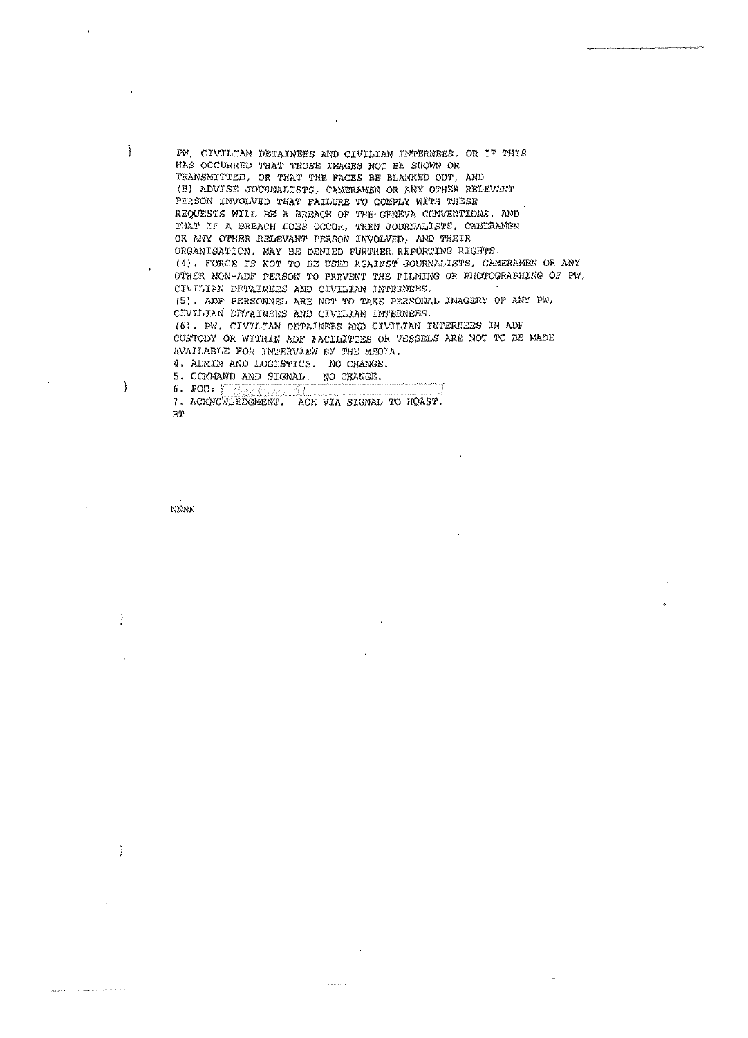PW, CIVILIAN DETAINEES AND CIVILIAN INTERNEES, OR IF THIS HAS OCCURRED THAT THOSE IMAGES NOT BE SHOWN OR TRANSMITTED, OR THAT THE FACES BE BLANKED OUT, AND

(B) ADVISE JOURNALISTS, CAMERAMEN OR ANY OTHER RELEVANT PERSON INVOLVED THAT FAILURE TO COMPLY WITH THESE REQUESTS WILL BE A BREACH OF THE GENEVA CONVENTIONS, AND THAT IF A BREACH DOES OCCUR, THEN JOURNALISTS, CAMERAMEN OR ANY OTHER RELEVANT PERSON INVOLVED, AND THEIR ORGANISATION, MAY BE DENIED FURTHER REPORTING RIGHTS.

(4). FORCE IS NOT TO BE USED AGAINST JOURNALISTS, CAMERAMEN OR ANY OTHER NON-ADF PERSON TO PREVENT THE FILMING OR PHOTOGRAPHING OF PW, CIVILIAN DETAINEES AND CIVILIAN INTERNEES.

(5). ADF PERSONNEL ARE NOT TO TAKE PERSONAL IMAGERY OF ANY PW, CIVILIAN DETAINEES AND CIVILIAN INTERNEES.

(6). PW, CIVILIAN DETAINEES AND CIVILIAN INTERNEES IN ADF CUSTODY OR WITHIN ADF FACILITIES OR VESSELS ARE NOT TO BE MADE AVAILABLE FOR INTERVIEW BY THE MEDIA.

4. ADMIN AND LOGISTICS. NO CHANGE.

5. COMMAND AND SIGNAL. NO CHANGE.

6. POC: [Section 41]

7. ACKNOWLEDGMENT. ACK VIA SIGNAL TO HQAST.

BT

NNNN